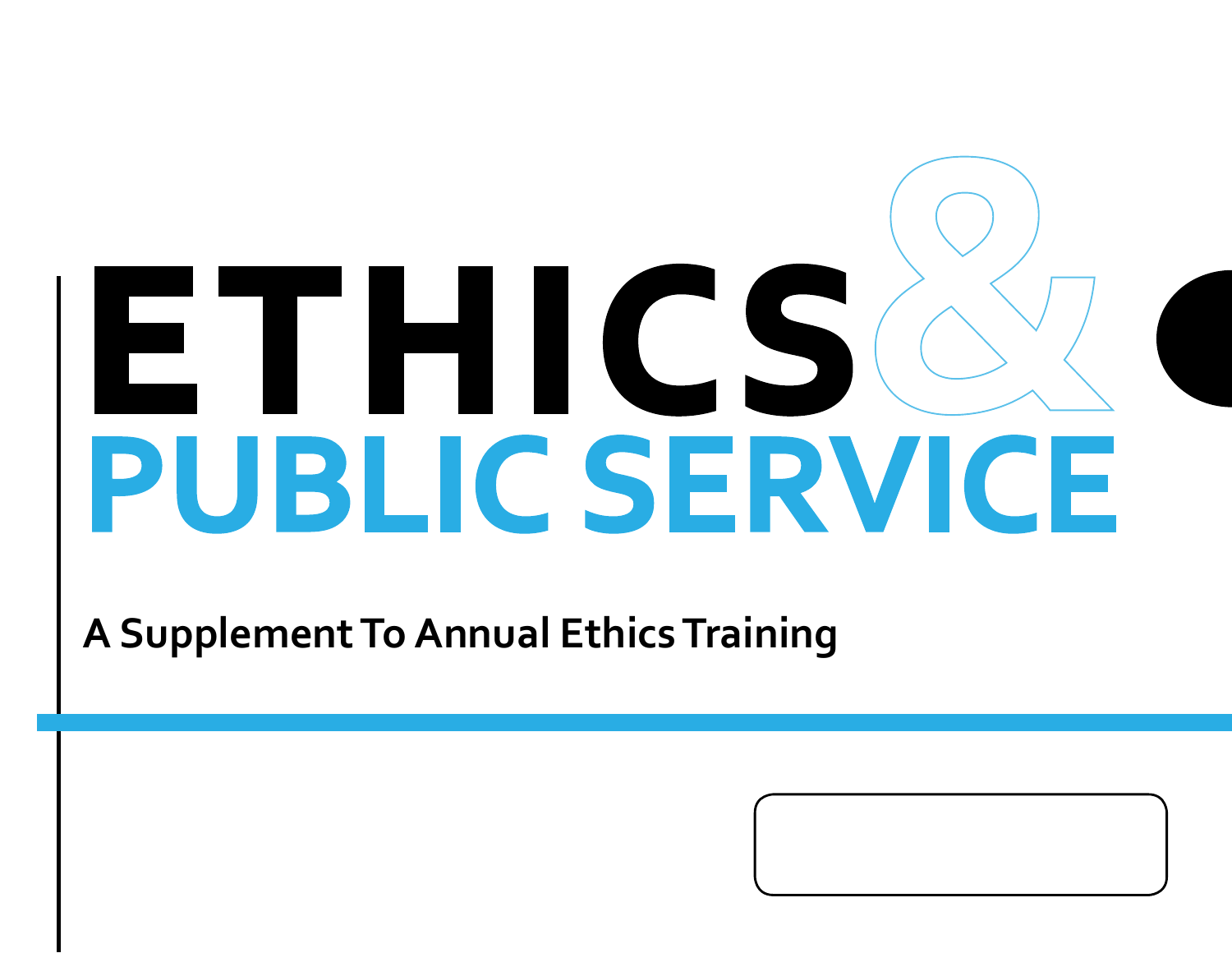# ETHICS & PUBLIC SERVICE

**A Supplement To Annual Ethics Training**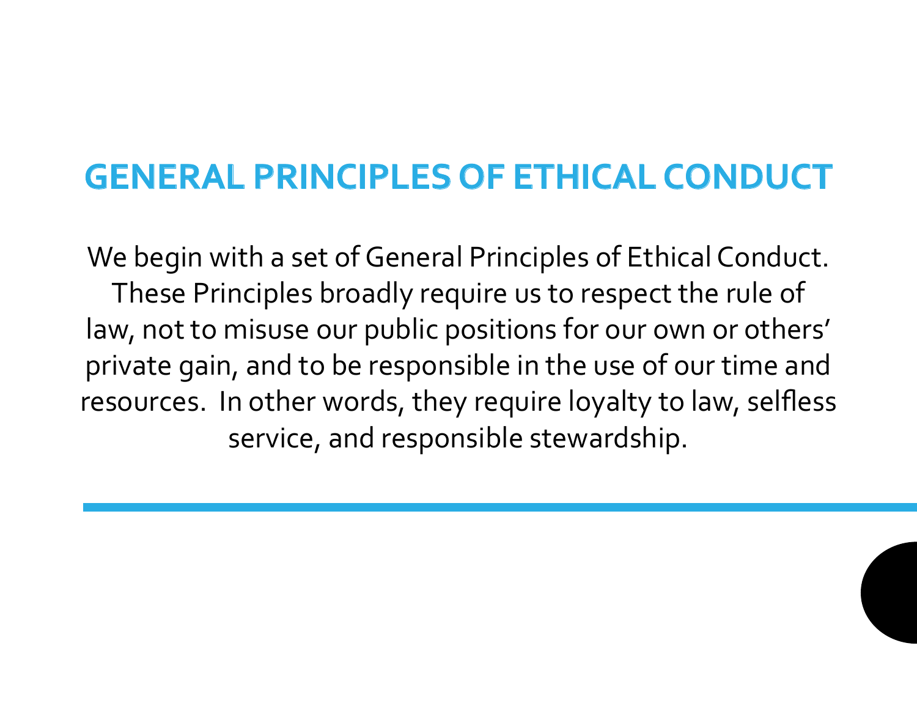# GENERAL PRINCIPLES OF ETHICAL CONDUCT

We begin with a set of General Principles of Ethical Conduct. These Principles broadly require us to respect the rule of law, not to misuse our public positions for our own or others' private gain, and to be responsible in the use of our time and resources. In other words, they require loyalty to law, selfless service, and responsible stewardship.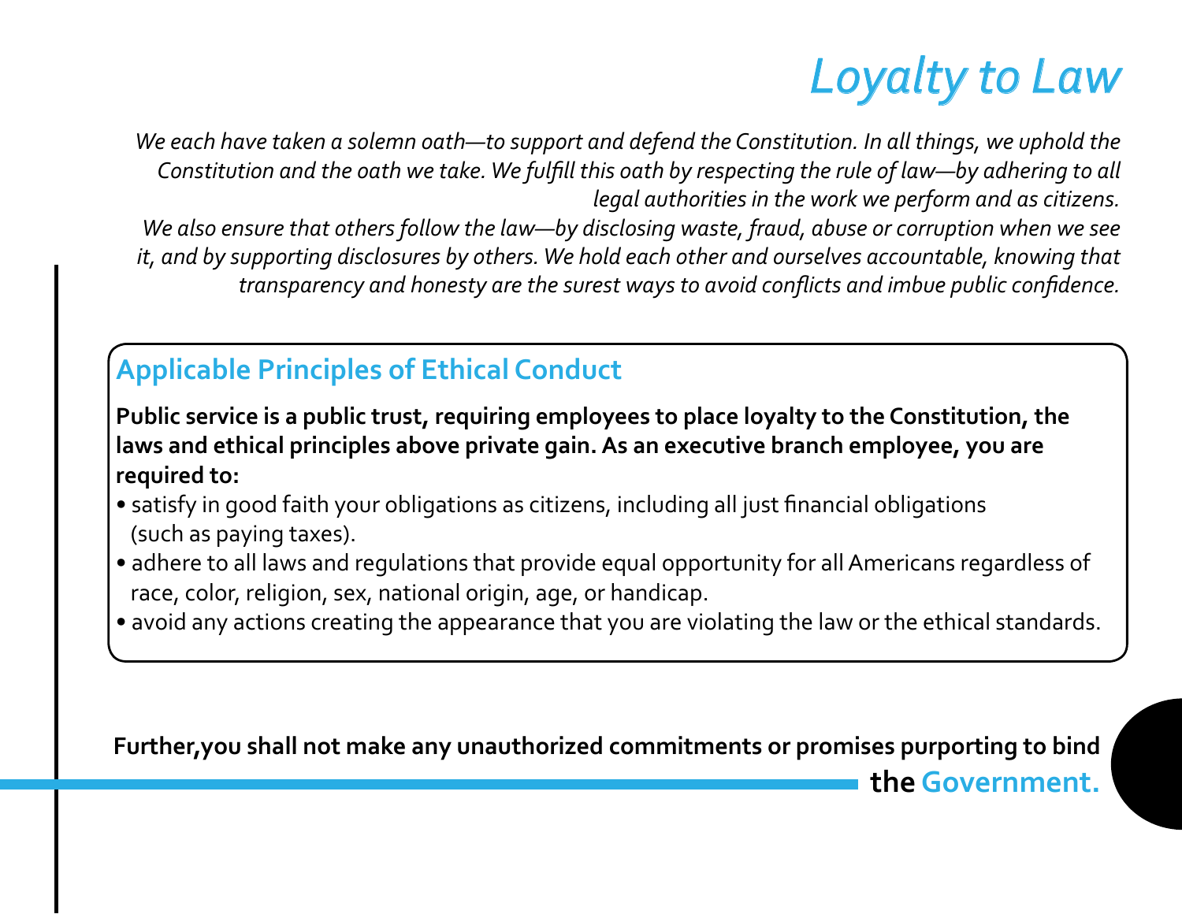# *Loyalty to Law*

*We each have taken a solemn oath—to support and defend the Constitution. In all things, we uphold the Constitution and the oath we take. We fulfill this oath by respecting the rule of law—by adhering to all legal authorities in the work we perform and as citizens.*

*We also ensure that others follow the law—by disclosing waste, fraud, abuse or corruption when we see it, and by supporting disclosures by others. We hold each other and ourselves accountable, knowing that transparency and honesty are the surest ways to avoid conflicts and imbue public confidence.*

## Applicable Principles of Ethical Conduct

**Public service is a public trust, requiring employees to place loyalty to the Constitution, the laws and ethical principles above private gain. As an executive branch employee, you are required to:**

- satisfy in good faith your obligations as citizens, including all just financial obligations (such as paying taxes).
- adhere to all laws and regulations that provide equal opportunity for all Americans regardless of race, color, religion, sex, national origin, age, or handicap.
- avoid any actions creating the appearance that you are violating the law or the ethical standards.

**Further,you shall not make any unauthorized commitments or promises purporting to bind the Government.**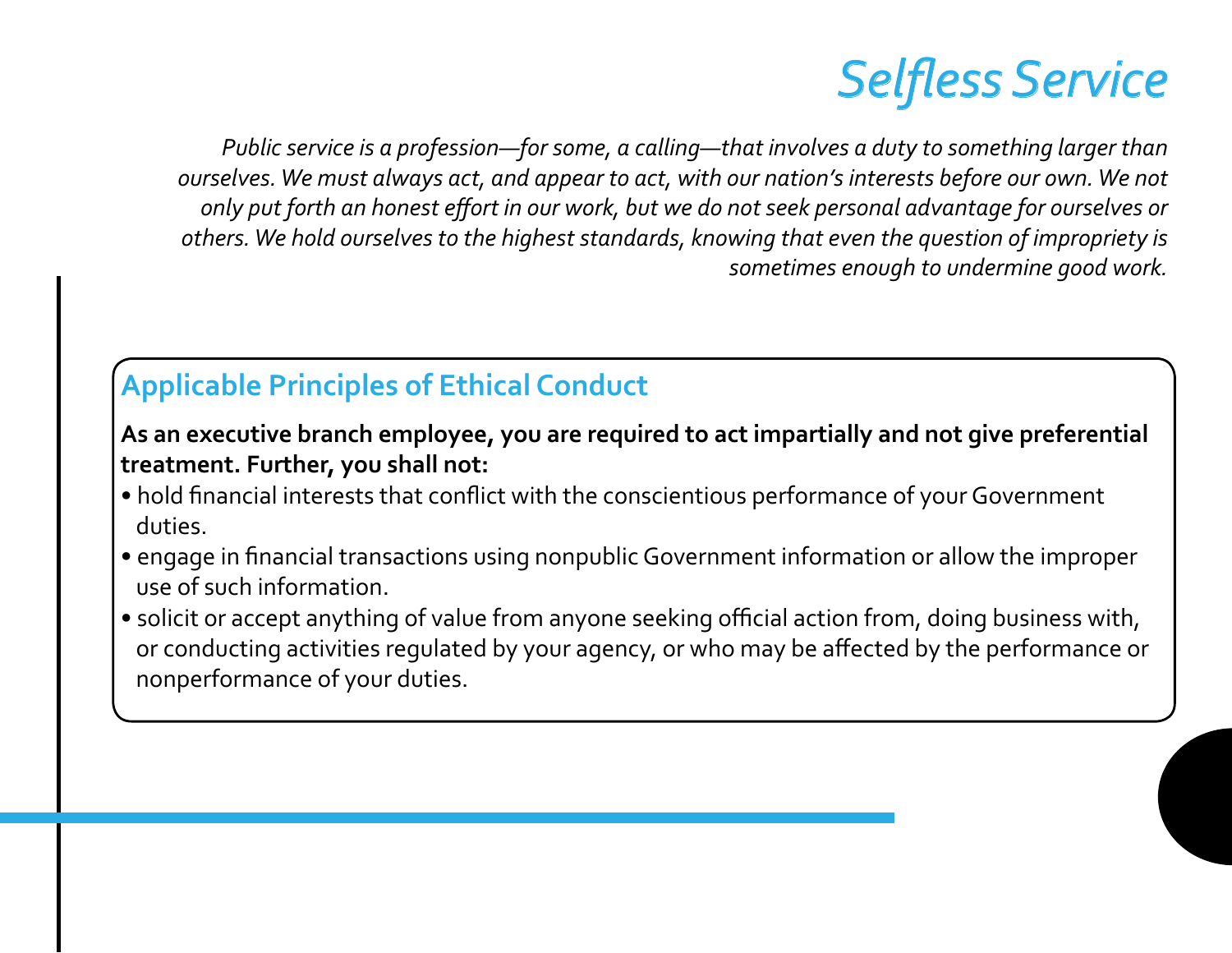# Selfless Service

*Public service is a profession—for some, a calling—that involves a duty to something larger than ourselves. We must always act, and appear to act, with our nation's interests before our own. We not only put forth an honest effort in our work, but we do not seek personal advantage for ourselves or others. We hold ourselves to the highest standards, knowing that even the question of impropriety is sometimes enough to undermine good work.*

## Applicable Principles of Ethical Conduct

**As an executive branch employee, you are required to act impartially and not give preferential treatment. Further, you shall not:**

- hold financial interests that conflict with the conscientious performance of your Government duties.
- engage in financial transactions using nonpublic Government information or allow the improper use of such information.
- solicit or accept anything of value from anyone seeking official action from, doing business with, or conducting activities regulated by your agency, or who may be affected by the performance or nonperformance of your duties.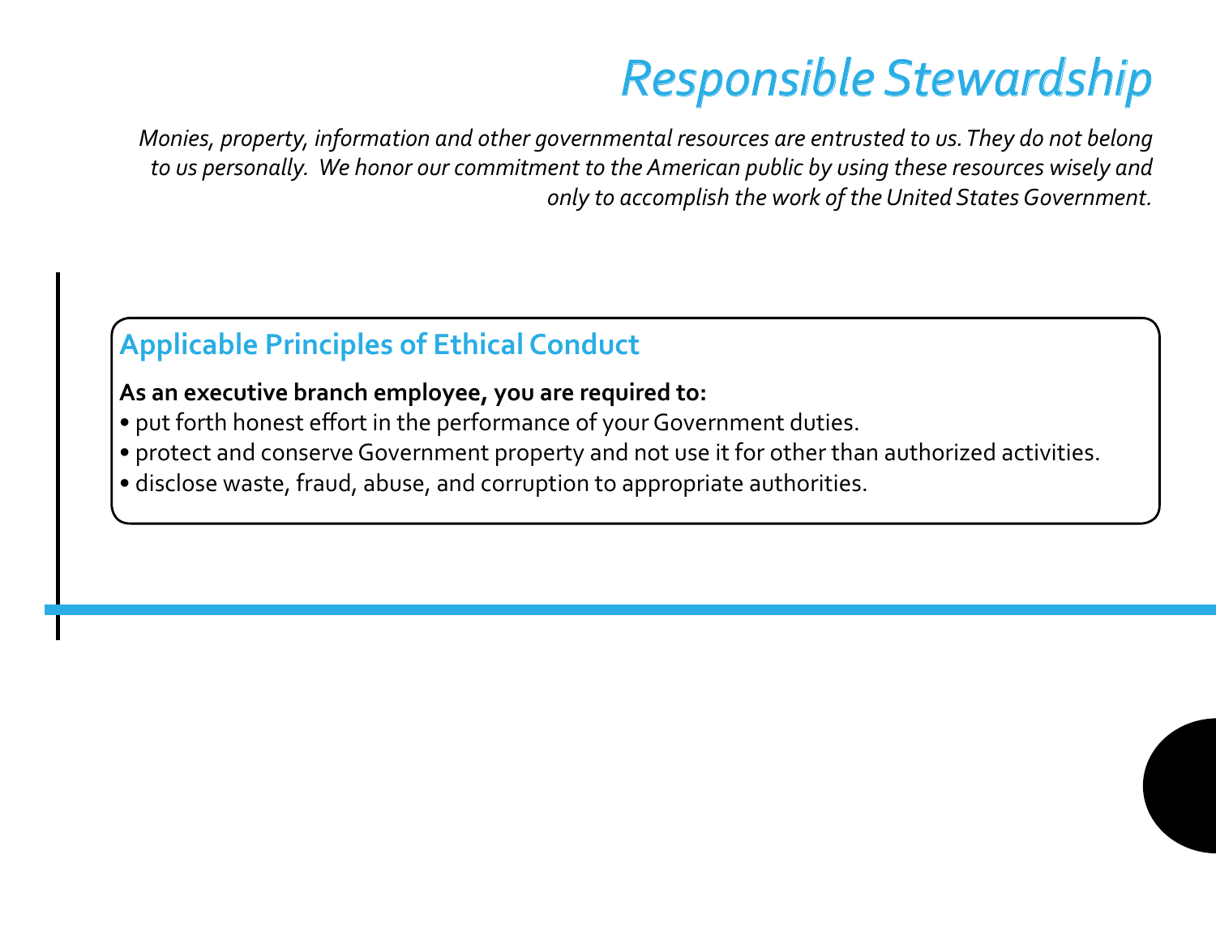# *Responsible Stewardship*

*Monies, property, information and other governmental resources are entrusted to us. They do not belong to us personally. We honor our commitment to the American public by using these resources wisely and only to accomplish the work of the United States Government.*

## Applicable Principles of Ethical Conduct

**As an executive branch employee, you are required to:**

- put forth honest effort in the performance of your Government duties.
- protect and conserve Government property and not use it for other than authorized activities.
- disclose waste, fraud, abuse, and corruption to appropriate authorities.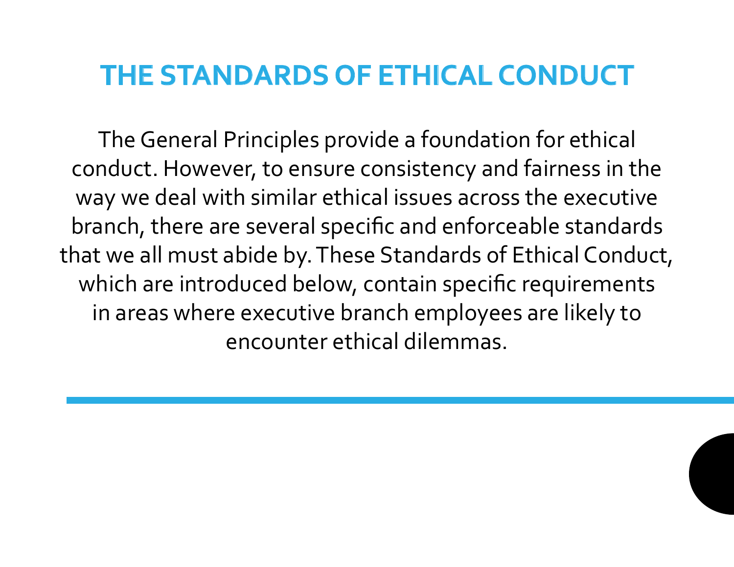# THE STANDARDS OF ETHICAL CONDUCT

The General Principles provide a foundation for ethical conduct. However, to ensure consistency and fairness in the way we deal with similar ethical issues across the executive branch, there are several specific and enforceable standards that we all must abide by. These Standards of Ethical Conduct, which are introduced below, contain specific requirements in areas where executive branch employees are likely to encounter ethical dilemmas.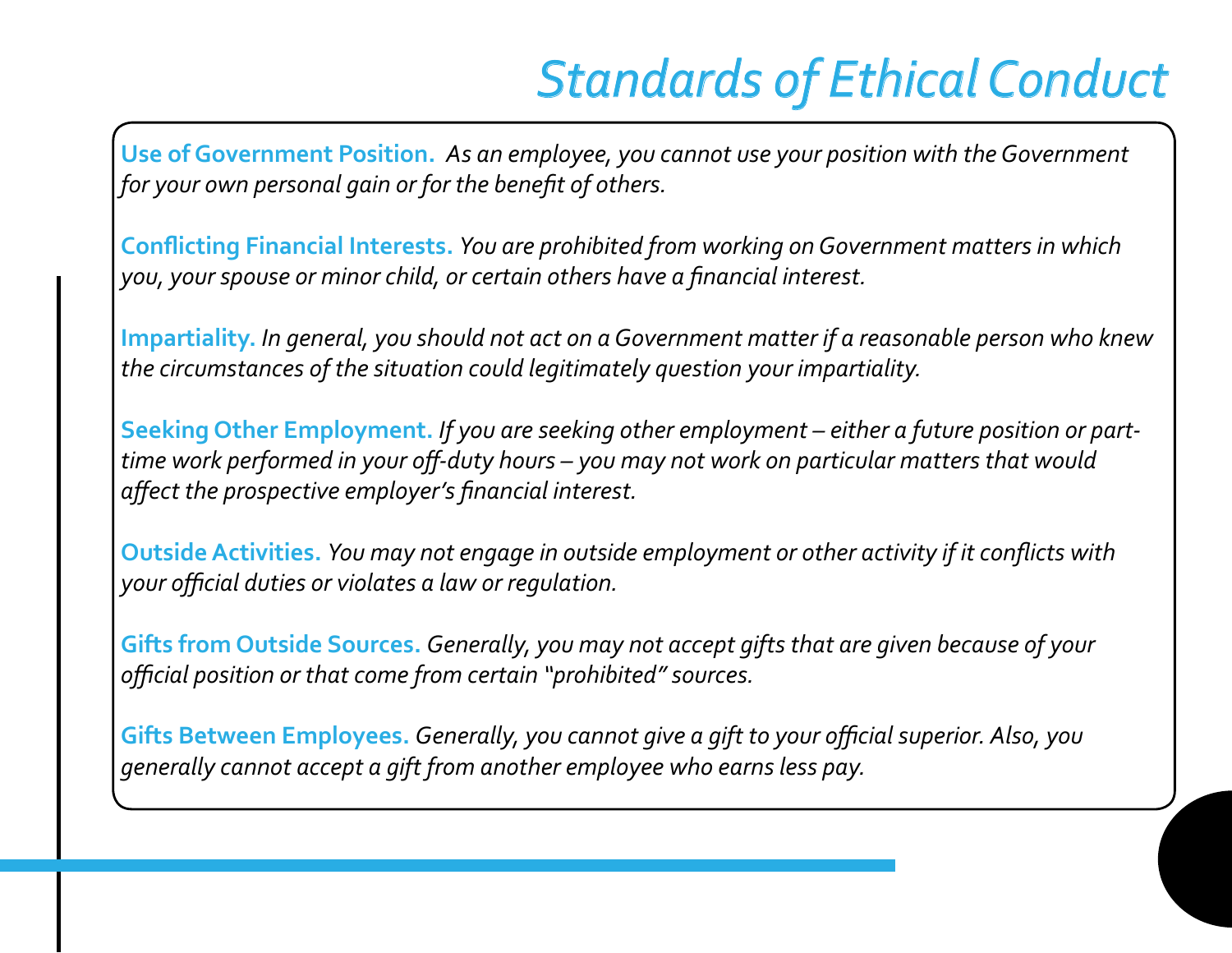# *Standards of Ethical Conduct*

**Use of Government Position.** *As an employee, you cannot use your position with the Government for your own personal gain or for the benefit of others.*

**Conflicting Financial Interests.** *You are prohibited from working on Government matters in which you, your spouse or minor child, or certain others have a financial interest.*

**Impartiality.** *In general, you should not act on a Government matter if a reasonable person who knew the circumstances of the situation could legitimately question your impartiality.*

**Seeking Other Employment.** *If you are seeking other employment – either a future position or part-time work performed in your off-duty hours – you may not work on particular matters that would affect the prospective employer's financial interest.*

**Outside Activities.** *You may not engage in outside employment or other activity if it conflicts with your official duties or violates a law or regulation.*

**Gifts from Outside Sources.** *Generally, you may not accept gifts that are given because of your official position or that come from certain "prohibited" sources.*

**Gifts Between Employees.** *Generally, you cannot give a gift to your official superior. Also, you generally cannot accept a gift from another employee who earns less pay.*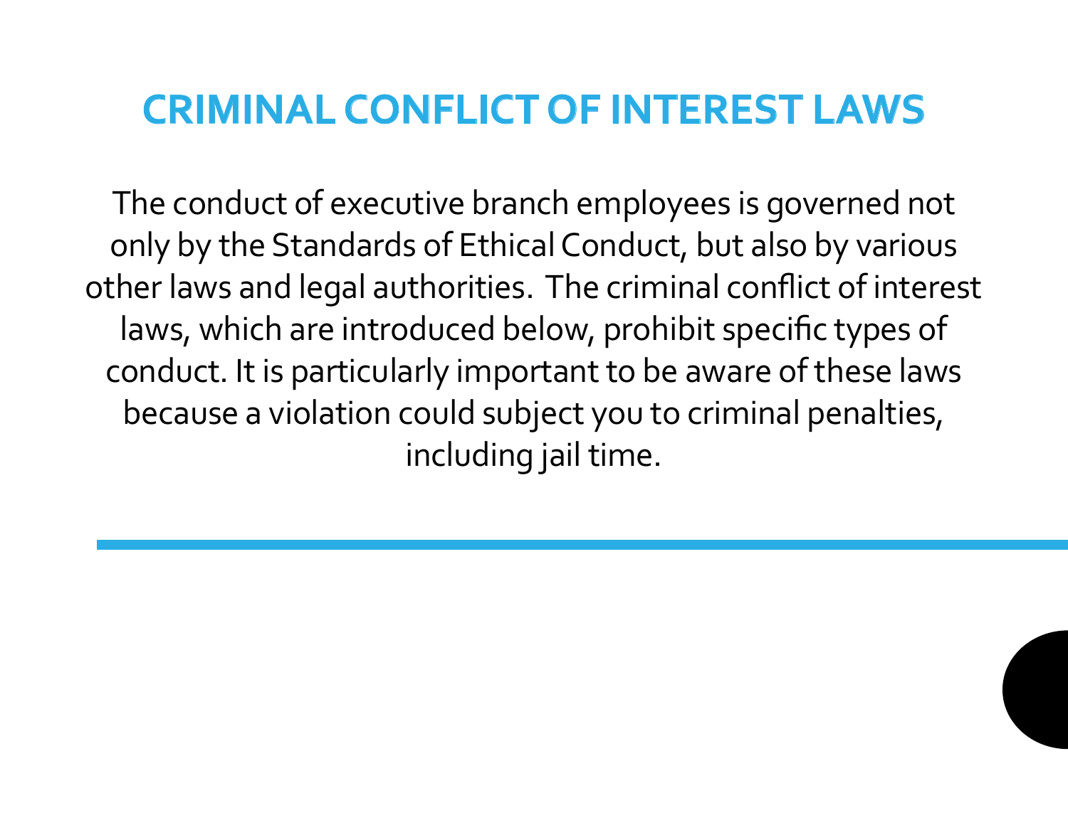# CRIMINAL CONFLICT OF INTEREST LAWS

The conduct of executive branch employees is governed not only by the Standards of Ethical Conduct, but also by various other laws and legal authorities. The criminal conflict of interest laws, which are introduced below, prohibit specific types of conduct. It is particularly important to be aware of these laws because a violation could subject you to criminal penalties, including jail time.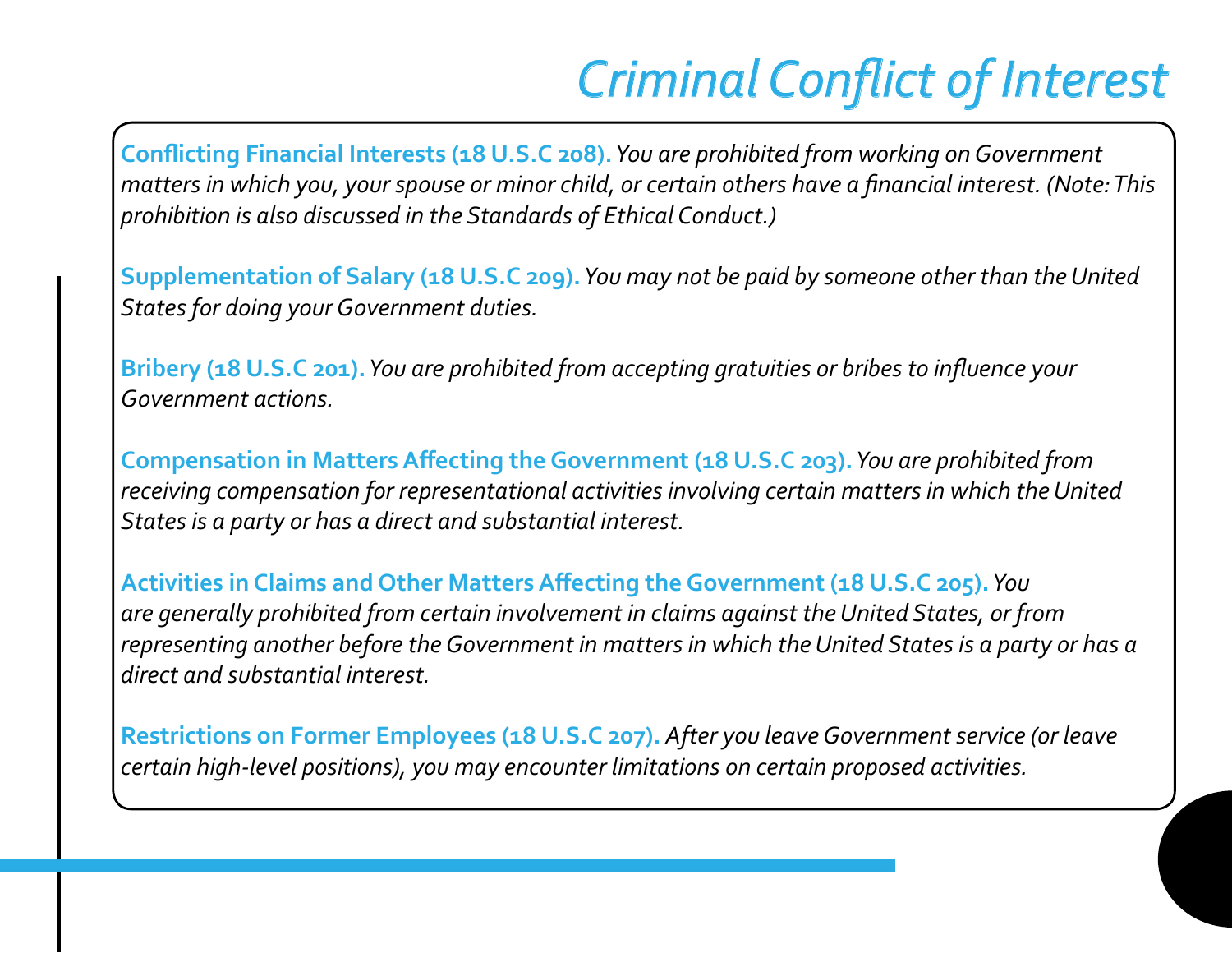# Criminal Conflict of Interest

**Conflicting Financial Interests (18 U.S.C 208).** *You are prohibited from working on Government matters in which you, your spouse or minor child, or certain others have a financial interest. (Note: This prohibition is also discussed in the Standards of Ethical Conduct.)*

**Supplementation of Salary (18 U.S.C 209).** *You may not be paid by someone other than the United States for doing your Government duties.*

**Bribery (18 U.S.C 201).** *You are prohibited from accepting gratuities or bribes to influence your Government actions.*

**Compensation in Matters Affecting the Government (18 U.S.C 203).** *You are prohibited from receiving compensation for representational activities involving certain matters in which the United States is a party or has a direct and substantial interest.*

**Activities in Claims and Other Matters Affecting the Government (18 U.S.C 205).** *You are generally prohibited from certain involvement in claims against the United States, or from representing another before the Government in matters in which the United States is a party or has a direct and substantial interest.*

**Restrictions on Former Employees (18 U.S.C 207).** *After you leave Government service (or leave certain high-level positions), you may encounter limitations on certain proposed activities.*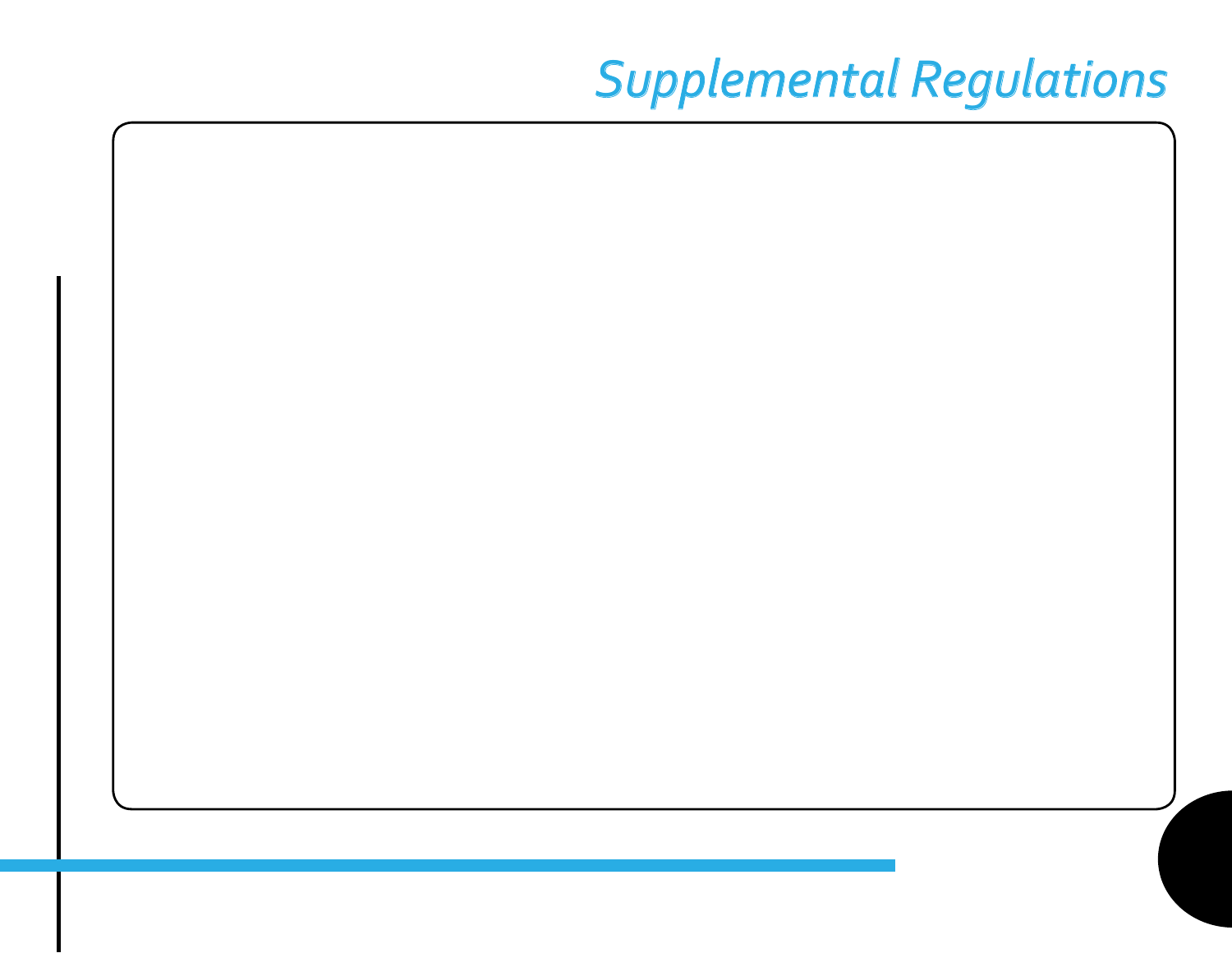# *Supplemental Regulations*